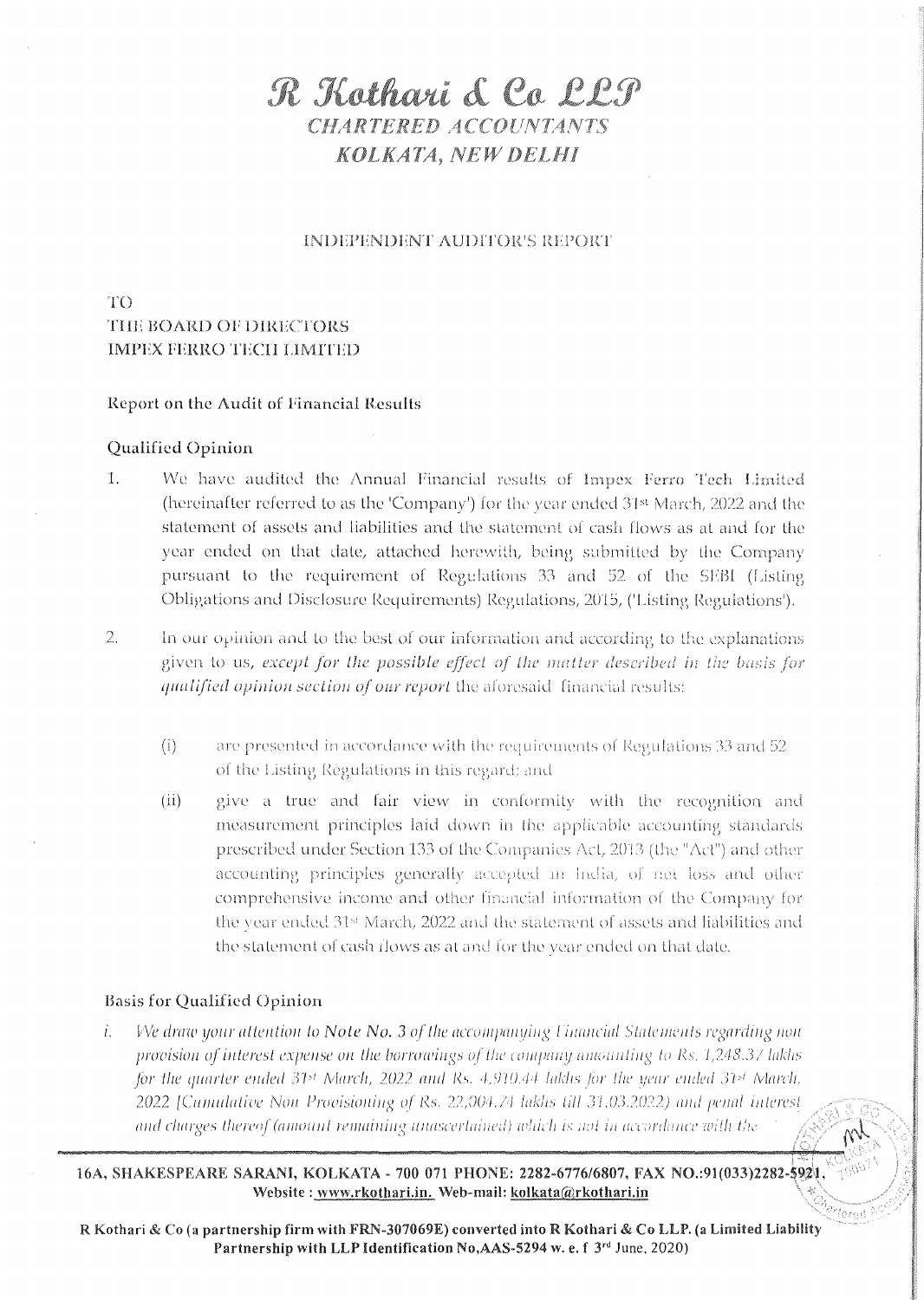# R Kothari & Co LLP

*CHARTERED ACCOUNTANTS*

***KOLKATA, NEW DELHI***

## INDEPENDENT AUDITOR'S REPORT

TO
THE BOARD OF DIRECTORS
IMPEX FERRO TECH LIMITED

### Report on the Audit of Financial Results

### Qualified Opinion

1. We have audited the Annual Financial results of Impex Ferro Tech Limited (hereinafter referred to as the 'Company') for the year ended 31st March, 2022 and the statement of assets and liabilities and the statement of cash flows as at and for the year ended on that date, attached herewith, being submitted by the Company pursuant to the requirement of Regulations 33 and 52 of the SEBI (Listing Obligations and Disclosure Requirements) Regulations, 2015, ('Listing Regulations').

2. In our opinion and to the best of our information and according to the explanations given to us, *except for the possible effect of the matter described in the basis for qualified opinion section of our report* the aforesaid financial results:

   (i) are presented in accordance with the requirements of Regulations 33 and 52 of the Listing Regulations in this regard; and

   (ii) give a true and fair view in conformity with the recognition and measurement principles laid down in the applicable accounting standards prescribed under Section 133 of the Companies Act, 2013 (the "Act") and other accounting principles generally accepted in India, of net loss and other comprehensive income and other financial information of the Company for the year ended 31st March, 2022 and the statement of assets and liabilities and the statement of cash flows as at and for the year ended on that date.

### Basis for Qualified Opinion

i. *We draw your attention to* **Note No. 3** *of the accompanying Financial Statements regarding non provision of interest expense on the borrowings of the company amounting to Rs. 1,248.37 lakhs for the quarter ended 31st March, 2022 and Rs. 4,910.44 lakhs for the year ended 31st March, 2022 [Cumulative Non Provisioning of Rs. 22,004.74 lakhs till 31.03.2022) and penal interest and charges thereof (amount remaining unascertained) which is not in accordance with the*

16A, SHAKESPEARE SARANI, KOLKATA - 700 071 PHONE: 2282-6776/6807, FAX NO.:91(033)2282-5921,
Website : www.rkothari.in. Web-mail: kolkata@rkothari.in

R Kothari & Co (a partnership firm with FRN-307069E) converted into R Kothari & Co LLP. (a Limited Liability Partnership with LLP Identification No,AAS-5294 w. e. f 3rd June, 2020)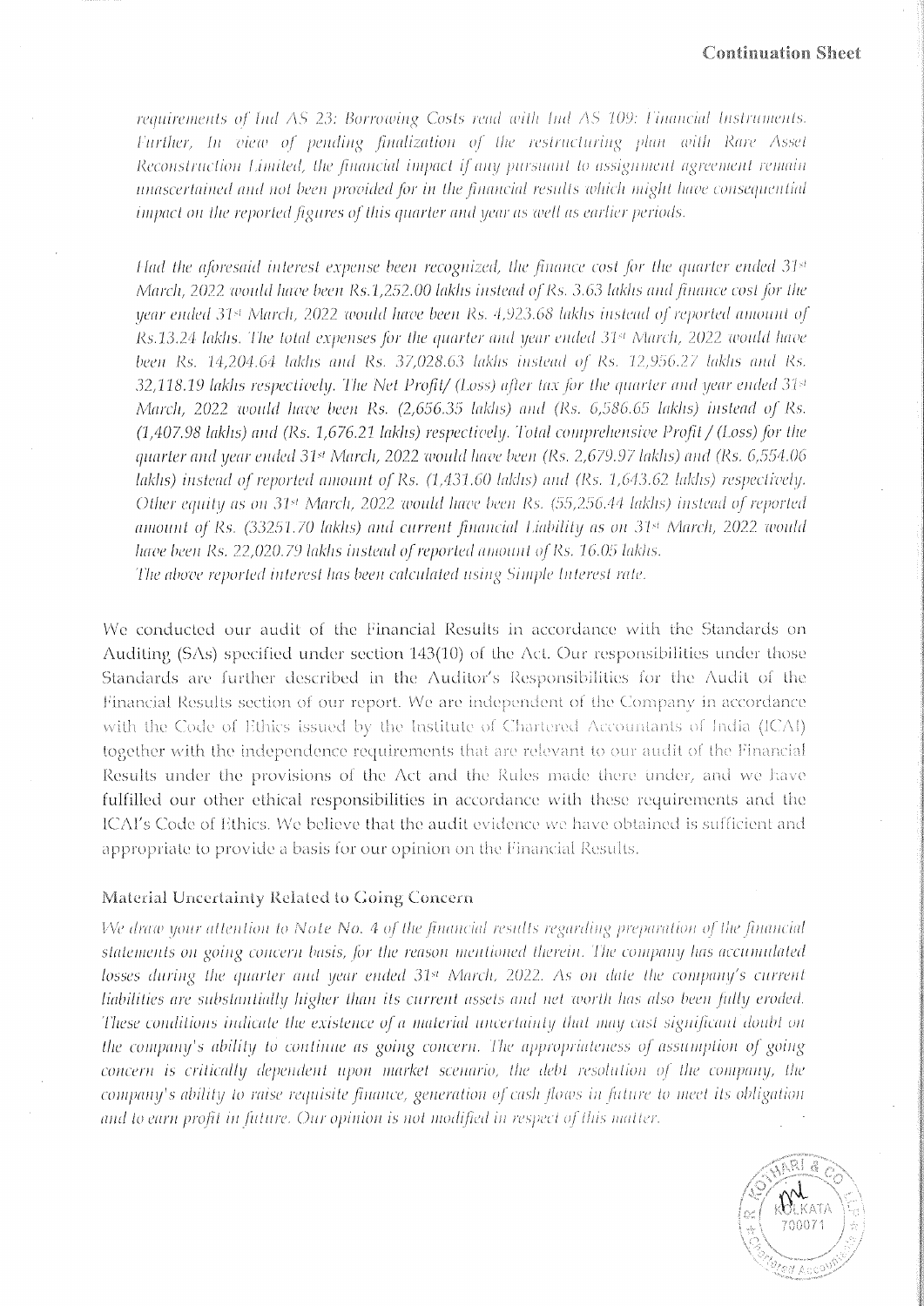*requirements of Ind AS 23: Borrowing Costs read with Ind AS 109: Financial Instruments. Further, In view of pending finalization of the restructuring plan with Rare Asset Reconstruction Limited, the financial impact if any pursuant to assignment agreement remain unascertained and not been provided for in the financial results which might have consequential impact on the reported figures of this quarter and year as well as earlier periods.*

*Had the aforesaid interest expense been recognized, the finance cost for the quarter ended 31st March, 2022 would have been Rs.1,252.00 lakhs instead of Rs. 3.63 lakhs and finance cost for the year ended 31st March, 2022 would have been Rs. 4,923.68 lakhs instead of reported amount of Rs.13.24 lakhs. The total expenses for the quarter and year ended 31st March, 2022 would have been Rs. 14,204.64 lakhs and Rs. 37,028.63 lakhs instead of Rs. 12,956.27 lakhs and Rs. 32,118.19 lakhs respectively. The Net Profit/ (Loss) after tax for the quarter and year ended 31st March, 2022 would have been Rs. (2,656.35 lakhs) and (Rs. 6,586.65 lakhs) instead of Rs. (1,407.98 lakhs) and (Rs. 1,676.21 lakhs) respectively. Total comprehensive Profit / (Loss) for the quarter and year ended 31st March, 2022 would have been (Rs. 2,679.97 lakhs) and (Rs. 6,554.06 lakhs) instead of reported amount of Rs. (1,431.60 lakhs) and (Rs. 1,643.62 lakhs) respectively. Other equity as on 31st March, 2022 would have been Rs. (55,256.44 lakhs) instead of reported amount of Rs. (33251.70 lakhs) and current financial Liability as on 31st March, 2022 would have been Rs. 22,020.79 lakhs instead of reported amount of Rs. 16.05 lakhs.*
*The above reported interest has been calculated using Simple Interest rate.*

We conducted our audit of the Financial Results in accordance with the Standards on Auditing (SAs) specified under section 143(10) of the Act. Our responsibilities under those Standards are further described in the Auditor's Responsibilities for the Audit of the Financial Results section of our report. We are independent of the Company in accordance with the Code of Ethics issued by the Institute of Chartered Accountants of India (ICAI) together with the independence requirements that are relevant to our audit of the Financial Results under the provisions of the Act and the Rules made there under, and we have fulfilled our other ethical responsibilities in accordance with these requirements and the ICAI's Code of Ethics. We believe that the audit evidence we have obtained is sufficient and appropriate to provide a basis for our opinion on the Financial Results.

### Material Uncertainty Related to Going Concern

*We draw your attention to Note No. 4 of the financial results regarding preparation of the financial statements on going concern basis, for the reason mentioned therein. The company has accumulated losses during the quarter and year ended 31st March, 2022. As on date the company's current liabilities are substantially higher than its current assets and net worth has also been fully eroded. These conditions indicate the existence of a material uncertainty that may cast significant doubt on the company's ability to continue as going concern. The appropriateness of assumption of going concern is critically dependent upon market scenario, the debt resolution of the company, the company's ability to raise requisite finance, generation of cash flows in future to meet its obligation and to earn profit in future. Our opinion is not modified in respect of this matter.*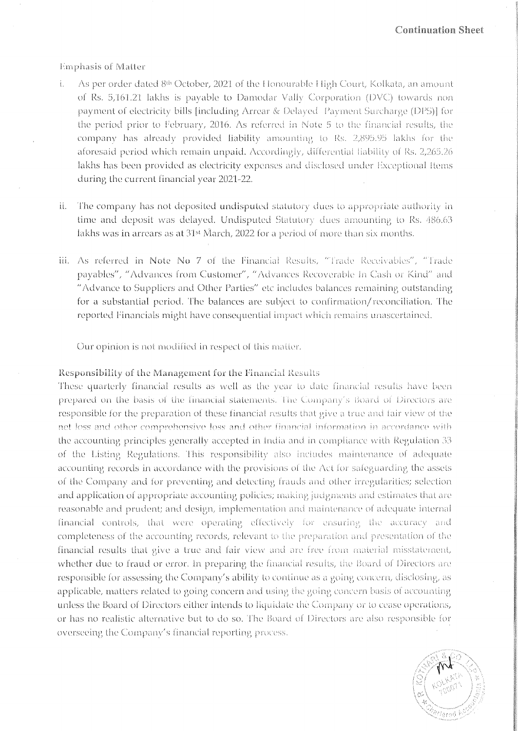**Continuation Sheet**

Emphasis of Matter

i. As per order dated 8th October, 2021 of the Honourable High Court, Kolkata, an amount of Rs. 5,161.21 lakhs is payable to Damodar Vally Corporation (DVC) towards non payment of electricity bills [including Arrear & Delayed Payment Surcharge (DPS)] for the period prior to February, 2016. As referred in Note 5 to the financial results, the company has already provided liability amounting to Rs. 2,895.95 lakhs for the aforesaid period which remain unpaid. Accordingly, differential liability of Rs. 2,265.26 lakhs has been provided as electricity expenses and disclosed under Exceptional Items during the current financial year 2021-22.

ii. The company has not deposited undisputed statutory dues to appropriate authority in time and deposit was delayed. Undisputed Statutory dues amounting to Rs. 486.63 lakhs was in arrears as at 31st March, 2022 for a period of more than six months.

iii. As referred in **Note No 7** of the Financial Results, "Trade Receivables", "Trade payables", "Advances from Customer", "Advances Recoverable In Cash or Kind" and "Advance to Suppliers and Other Parties" etc includes balances remaining outstanding for a substantial period. The balances are subject to confirmation/reconciliation. The reported Financials might have consequential impact which remains unascertained.

Our opinion is not modified in respect of this matter.

**Responsibility of the Management for the Financial Results**

These quarterly financial results as well as the year to date financial results have been prepared on the basis of the financial statements. The Company's Board of Directors are responsible for the preparation of these financial results that give a true and fair view of the net loss and other comprehensive loss and other financial information in accordance with the accounting principles generally accepted in India and in compliance with Regulation 33 of the Listing Regulations. This responsibility also includes maintenance of adequate accounting records in accordance with the provisions of the Act for safeguarding the assets of the Company and for preventing and detecting frauds and other irregularities; selection and application of appropriate accounting policies; making judgments and estimates that are reasonable and prudent; and design, implementation and maintenance of adequate internal financial controls, that were operating effectively for ensuring the accuracy and completeness of the accounting records, relevant to the preparation and presentation of the financial results that give a true and fair view and are free from material misstatement, whether due to fraud or error. In preparing the financial results, the Board of Directors are responsible for assessing the Company's ability to continue as a going concern, disclosing, as applicable, matters related to going concern and using the going concern basis of accounting unless the Board of Directors either intends to liquidate the Company or to cease operations, or has no realistic alternative but to do so. The Board of Directors are also responsible for overseeing the Company's financial reporting process.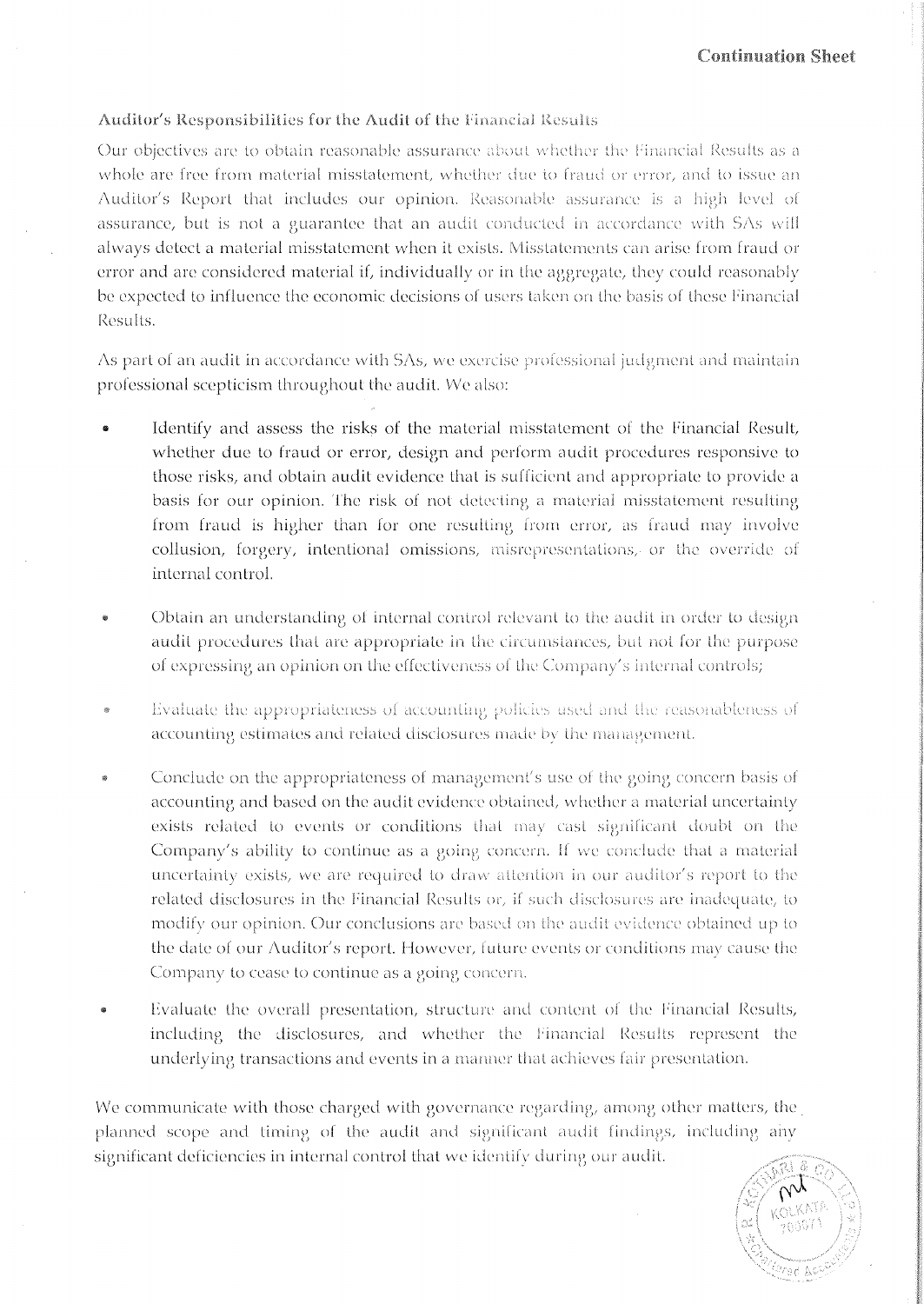### Auditor's Responsibilities for the Audit of the Financial Results

Our objectives are to obtain reasonable assurance about whether the Financial Results as a whole are free from material misstatement, whether due to fraud or error, and to issue an Auditor's Report that includes our opinion. Reasonable assurance is a high level of assurance, but is not a guarantee that an audit conducted in accordance with SAs will always detect a material misstatement when it exists. Misstatements can arise from fraud or error and are considered material if, individually or in the aggregate, they could reasonably be expected to influence the economic decisions of users taken on the basis of these Financial Results.

As part of an audit in accordance with SAs, we exercise professional judgment and maintain professional scepticism throughout the audit. We also:

- Identify and assess the risks of the material misstatement of the Financial Result, whether due to fraud or error, design and perform audit procedures responsive to those risks, and obtain audit evidence that is sufficient and appropriate to provide a basis for our opinion. The risk of not detecting a material misstatement resulting from fraud is higher than for one resulting from error, as fraud may involve collusion, forgery, intentional omissions, misrepresentations, or the override of internal control.

- Obtain an understanding of internal control relevant to the audit in order to design audit procedures that are appropriate in the circumstances, but not for the purpose of expressing an opinion on the effectiveness of the Company's internal controls;

- Evaluate the appropriateness of accounting policies used and the reasonableness of accounting estimates and related disclosures made by the management.

- Conclude on the appropriateness of management's use of the going concern basis of accounting and based on the audit evidence obtained, whether a material uncertainty exists related to events or conditions that may cast significant doubt on the Company's ability to continue as a going concern. If we conclude that a material uncertainty exists, we are required to draw attention in our auditor's report to the related disclosures in the Financial Results or, if such disclosures are inadequate, to modify our opinion. Our conclusions are based on the audit evidence obtained up to the date of our Auditor's report. However, future events or conditions may cause the Company to cease to continue as a going concern.

- Evaluate the overall presentation, structure and content of the Financial Results, including the disclosures, and whether the Financial Results represent the underlying transactions and events in a manner that achieves fair presentation.

We communicate with those charged with governance regarding, among other matters, the planned scope and timing of the audit and significant audit findings, including any significant deficiencies in internal control that we identify during our audit.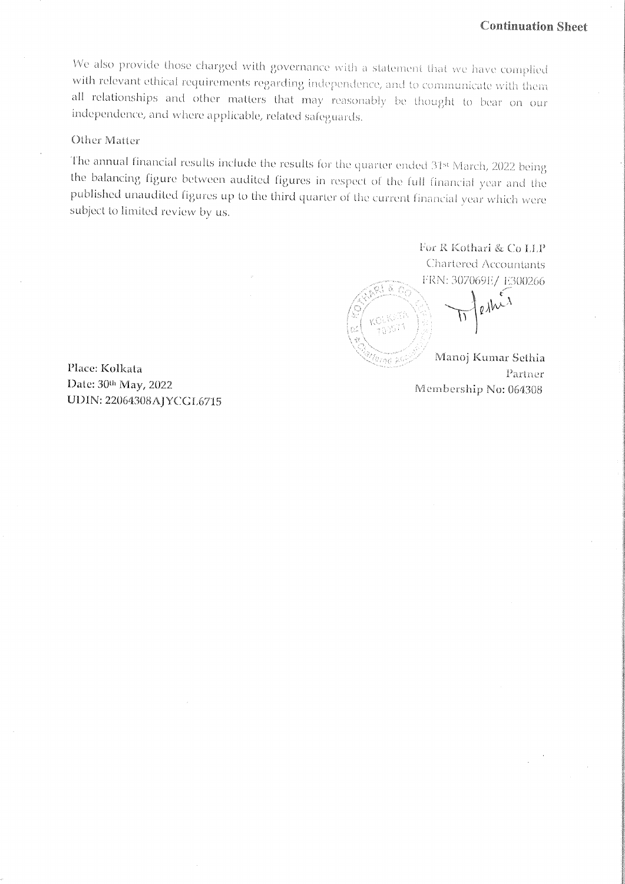We also provide those charged with governance with a statement that we have complied with relevant ethical requirements regarding independence, and to communicate with them all relationships and other matters that may reasonably be thought to bear on our independence, and where applicable, related safeguards.

### Other Matter

The annual financial results include the results for the quarter ended 31st March, 2022 being the balancing figure between audited figures in respect of the full financial year and the published unaudited figures up to the third quarter of the current financial year which were subject to limited review by us.

For R Kothari & Co LLP
Chartered Accountants
FRN: 307069E/ E300266

Manoj Kumar Sethia
Partner
Membership No: 064308

**Place: Kolkata**
**Date: 30th May, 2022**
**UDIN: 22064308AJYCGL6715**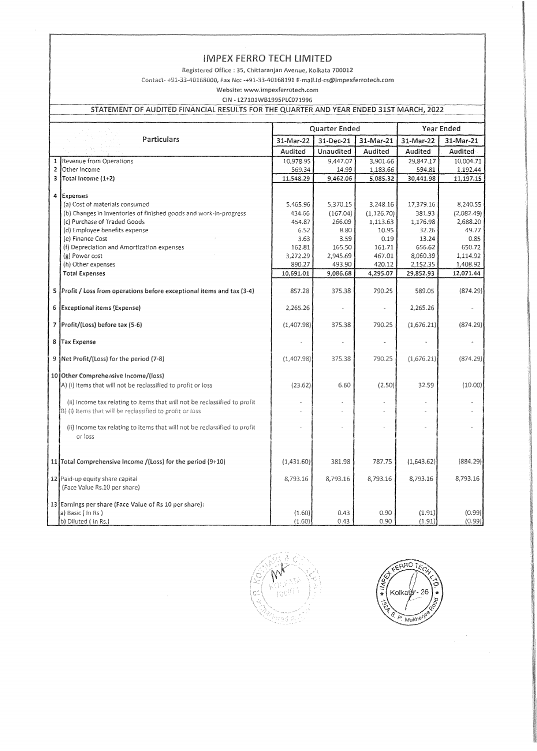# IMPEX FERRO TECH LIMITED

Registered Office : 35, Chittaranjan Avenue, Kolkata 700012

Contact- +91-33-40168000, Fax No: -+91-33-40168191 E-mail.Id-cs@impexferrotech.com

Website: www.impexferrotech.com

CIN - L27101WB1995PLC071996

## STATEMENT OF AUDITED FINANCIAL RESULTS FOR THE QUARTER AND YEAR ENDED 31ST MARCH, 2022

| | Particulars | Quarter Ended | | | Year Ended | |
|---|---|---|---|---|---|---|
| | | 31-Mar-22 | 31-Dec-21 | 31-Mar-21 | 31-Mar-22 | 31-Mar-21 |
| | | Audited | Unaudited | Audited | Audited | Audited |
| 1 | Revenue from Operations | 10,978.95 | 9,447.07 | 3,901.66 | 29,847.17 | 10,004.71 |
| 2 | Other Income | 569.34 | 14.99 | 1,183.66 | 594.81 | 1,192.44 |
| 3 | Total Income (1+2) | 11,548.29 | 9,462.06 | 5,085.32 | 30,441.98 | 11,197.15 |
| 4 | Expenses | | | | | |
| | (a) Cost of materials consumed | 5,465.96 | 5,370.15 | 3,248.16 | 17,379.16 | 8,240.55 |
| | (b) Changes in inventories of finished goods and work-in-progress | 434.66 | (167.04) | (1,126.70) | 381.93 | (2,082.49) |
| | (c) Purchase of Traded Goods | 454.87 | 266.09 | 1,113.63 | 1,176.98 | 2,688.20 |
| | (d) Employee benefits expense | 6.52 | 8.80 | 10.95 | 32.26 | 49.77 |
| | (e) Finance Cost | 3.63 | 3.59 | 0.19 | 13.24 | 0.85 |
| | (f) Depreciation and Amortization expenses | 162.81 | 165.50 | 161.71 | 656.62 | 650.72 |
| | (g) Power cost | 3,272.29 | 2,945.69 | 467.01 | 8,060.39 | 1,114.92 |
| | (h) Other expenses | 890.27 | 493.90 | 420.12 | 2,152.35 | 1,408.92 |
| | Total Expenses | 10,691.01 | 9,086.68 | 4,295.07 | 29,852.93 | 12,071.44 |
| 5 | Profit / Loss from operations before exceptional items and tax (3-4) | 857.28 | 375.38 | 790.25 | 589.05 | (874.29) |
| 6 | Exceptional items (Expense) | 2,265.26 | - | - | 2,265.26 | - |
| 7 | Profit/(Loss) before tax (5-6) | (1,407.98) | 375.38 | 790.25 | (1,676.21) | (874.29) |
| 8 | Tax Expense | - | - | - | - | - |
| 9 | Net Profit/(Loss) for the period (7-8) | (1,407.98) | 375.38 | 790.25 | (1,676.21) | (874.29) |
| 10 | Other Comprehensive Income/(loss) | | | | | |
| | A) (i) Items that will not be reclassified to profit or loss | (23.62) | 6.60 | (2.50) | 32.59 | (10.00) |
| | (ii) Income tax relating to items that will not be reclassified to profit | - | - | - | - | - |
| | B) (i) Items that will be reclassified to profit or loss | - | - | - | - | - |
| | (ii) Income tax relating to items that will not be reclassified to profit or loss | - | - | - | - | - |
| 11 | Total Comprehensive Income /(Loss) for the period (9+10) | (1,431.60) | 381.98 | 787.75 | (1,643.62) | (884.29) |
| 12 | Paid-up equity share capital (Face Value Rs.10 per share) | 8,793.16 | 8,793.16 | 8,793.16 | 8,793.16 | 8,793.16 |
| 13 | Earnings per share (Face Value of Rs 10 per share): | | | | | |
| | a) Basic ( In Rs ) | (1.60) | 0.43 | 0.90 | (1.91) | (0.99) |
| | b) Diluted ( In Rs.) | (1.60) | 0.43 | 0.90 | (1.91) | (0.99) |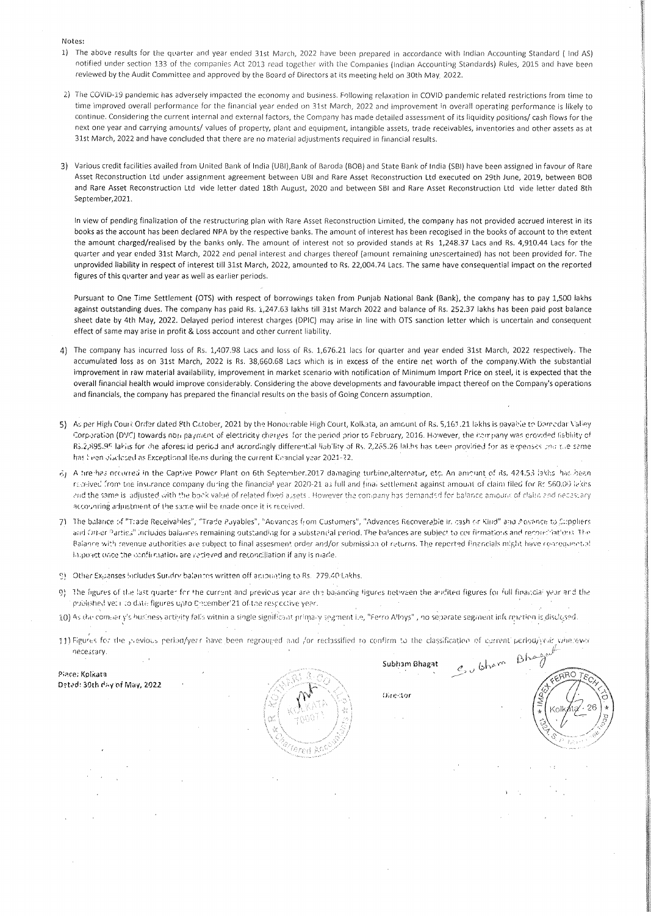Notes:

1) The above results for the quarter and year ended 31st March, 2022 have been prepared in accordance with Indian Accounting Standard ( Ind AS) notified under section 133 of the companies Act 2013 read together with the Companies (Indian Accounting Standards) Rules, 2015 and have been reviewed by the Audit Committee and approved by the Board of Directors at its meeting held on 30th May, 2022.

2) The COVID-19 pandemic has adversely impacted the economy and business. Following relaxation in COVID pandemic related restrictions from time to time improved overall performance for the financial year ended on 31st March, 2022 and improvement in overall operating performance is likely to continue. Considering the current internal and external factors, the Company has made detailed assessment of its liquidity positions/ cash flows for the next one year and carrying amounts/ values of property, plant and equipment, intangible assets, trade receivables, inventories and other assets as at 31st March, 2022 and have concluded that there are no material adjustments required in financial results.

3) Various credit facilities availed from United Bank of India (UBI),Bank of Baroda (BOB) and State Bank of India (SBI) have been assigned in favour of Rare Asset Reconstruction Ltd under assignment agreement between UBI and Rare Asset Reconstruction Ltd executed on 29th June, 2019, between BOB and Rare Asset Reconstruction Ltd vide letter dated 18th August, 2020 and between SBI and Rare Asset Reconstruction Ltd vide letter dated 8th September,2021.

   In view of pending finalization of the restructuring plan with Rare Asset Reconstruction Limited, the company has not provided accrued interest in its books as the account has been declared NPA by the respective banks. The amount of interest has been recogised in the books of account to the extent the amount charged/realised by the banks only. The amount of interest not so provided stands at Rs 1,248.37 Lacs and Rs. 4,910.44 Lacs for the quarter and year ended 31st March, 2022 and penal interest and charges thereof (amount remaining unascertained) has not been provided for. The unprovided liability in respect of interest till 31st March, 2022, amounted to Rs. 22,004.74 Lacs. The same have consequential impact on the reported figures of this quarter and year as well as earlier periods.

   Pursuant to One Time Settlement (OTS) with respect of borrowings taken from Punjab National Bank (Bank), the company has to pay 1,500 lakhs against outstanding dues. The company has paid Rs. 1,247.63 lakhs till 31st March 2022 and balance of Rs. 252.37 lakhs has been paid post balance sheet date by 4th May, 2022. Delayed period interest charges (DPIC) may arise in line with OTS sanction letter which is uncertain and consequent effect of same may arise in profit & Loss account and other current liability.

4) The company has incurred loss of Rs. 1,407.98 Lacs and loss of Rs. 1,676.21 lacs for quarter and year ended 31st March, 2022 respectively. The accumulated loss as on 31st March, 2022 is Rs. 38,660.68 Lacs which is in excess of the entire net worth of the company.With the substantial improvement in raw material availability, improvement in market scenario with notification of Minimum Import Price on steel, it is expected that the overall financial health would improve considerably. Considering the above developments and favourable impact thereof on the Company's operations and financials, the company has prepared the financial results on the basis of Going Concern assumption.

5) As per High Court Order dated 8th October, 2021 by the Honourable High Court, Kolkata, an amount of Rs. 5,161.21 lakhs is payable to Damodar Valley Corporation (DVC) towards non payment of electricity charges for the period prior to February, 2016. However, the company was provided liability of Rs.2,895.95 lakhs for the aforesaid period and accordingly differential liability of Rs. 2,265.26 lakhs has been provided for as expenses and the same has been disclosed as Exceptional Items during the current financial year 2021-22.

6) A fire has occurred in the Captive Power Plant on 6th September.2017 damaging turbine,alternator, etc. An amount of Rs. 424.53 lakhs has been received from the insurance company during the financial year 2020-21 as full and final settlement against amount of claim filed for Rs 560.00 lakhs and the same is adjusted with the book value of related fixed assets . However the company has demanded for balance amount of claim and necessary accounting adjustment of the same will be made once it is received.

7) The balance of "Trade Receivables", "Trade Payables", "Advances from Customers", "Advances Recoverable in cash or Kind" and Advance to Suppliers and Other Parties" includes balances remaining outstanding for a substantial period. The balances are subject to confirmations and reconciliations. The Balance with revenue authorities are subject to final assesment order and/or submission of returns. The reported financials might have consequential impact once the confirmation are recieved and reconciliation if any is made.

8) Other Expenses includes Sundry balances written off amounting to Rs. 279.40 Lakhs.

9) The figures of the last quarter for the current and previous year are the balancing figures between the audited figures for full financial year and the published year to date figures upto December'21 of the respective year.

10) As the company's business activity falls within a single significant primary segment i.e, "Ferro Alloys" , no separate segment information is disclosed.

11) Figures for the previous period/year have been regrouped and /or reclassified to confirm to the classification of current period/year wherever necessary.

Place: Kolkata
Dated: 30th day of May, 2022

Subham Bhagat

Director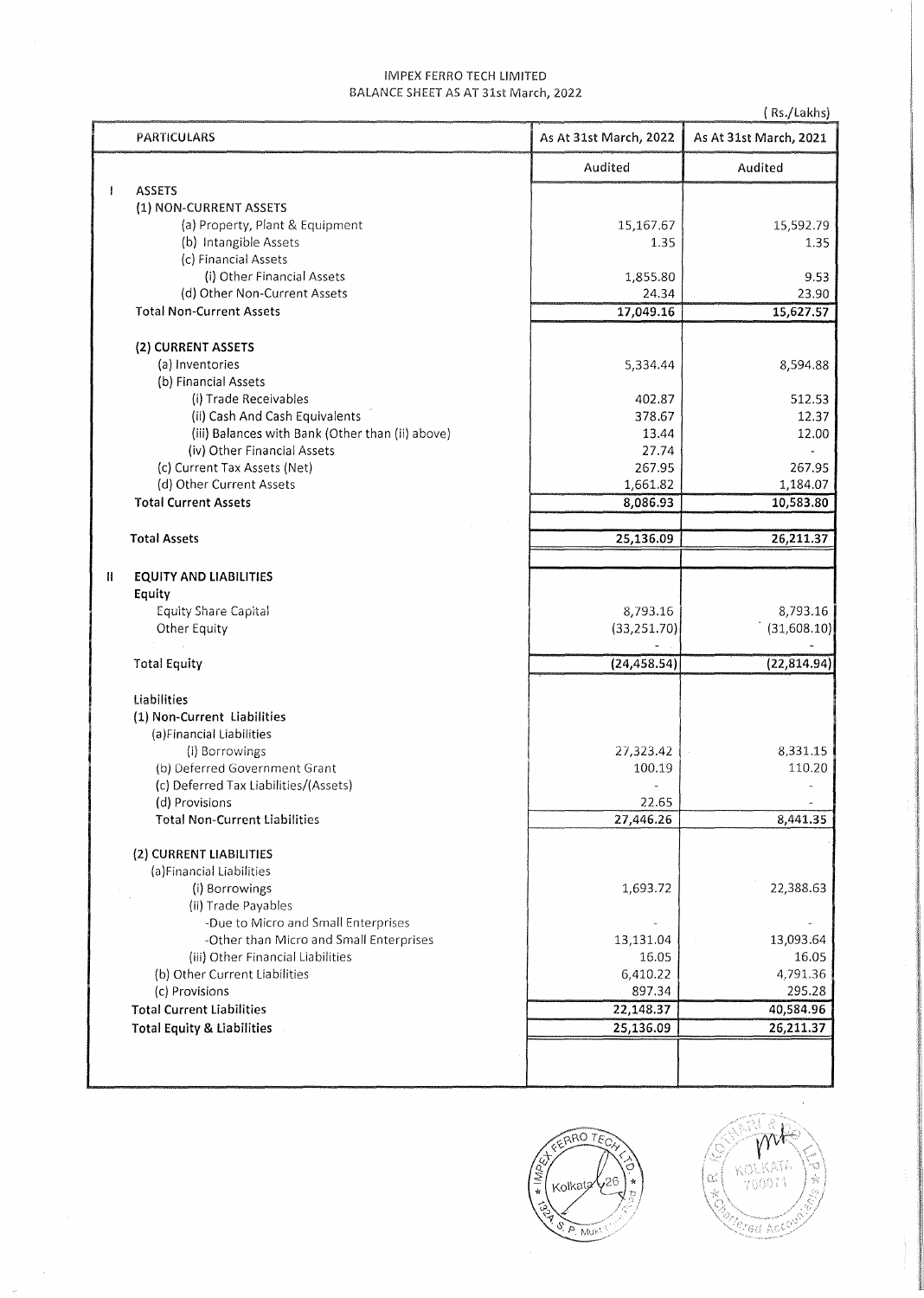IMPEX FERRO TECH LIMITED
BALANCE SHEET AS AT 31st March, 2022

( Rs./Lakhs)

| | PARTICULARS | As At 31st March, 2022 | As At 31st March, 2021 |
|---|---|---|---|
| | | Audited | Audited |
| I | ASSETS | | |
| | (1) NON-CURRENT ASSETS | | |
| | (a) Property, Plant & Equipment | 15,167.67 | 15,592.79 |
| | (b) Intangible Assets | 1.35 | 1.35 |
| | (c) Financial Assets | | |
| | (i) Other Financial Assets | 1,855.80 | 9.53 |
| | (d) Other Non-Current Assets | 24.34 | 23.90 |
| | **Total Non-Current Assets** | 17,049.16 | 15,627.57 |
| | (2) CURRENT ASSETS | | |
| | (a) Inventories | 5,334.44 | 8,594.88 |
| | (b) Financial Assets | | |
| | (i) Trade Receivables | 402.87 | 512.53 |
| | (ii) Cash And Cash Equivalents | 378.67 | 12.37 |
| | (iii) Balances with Bank (Other than (ii) above) | 13.44 | 12.00 |
| | (iv) Other Financial Assets | 27.74 | - |
| | (c) Current Tax Assets (Net) | 267.95 | 267.95 |
| | (d) Other Current Assets | 1,661.82 | 1,184.07 |
| | **Total Current Assets** | 8,086.93 | 10,583.80 |
| | **Total Assets** | 25,136.09 | 26,211.37 |
| II | EQUITY AND LIABILITIES | | |
| | Equity | | |
| | Equity Share Capital | 8,793.16 | 8,793.16 |
| | Other Equity | (33,251.70) | (31,608.10) |
| | | - | - |
| | **Total Equity** | (24,458.54) | (22,814.94) |
| | Liabilities | | |
| | (1) Non-Current Liabilities | | |
| | (a)Financial Liabilities | | |
| | (i) Borrowings | 27,323.42 | 8,331.15 |
| | (b) Deferred Government Grant | 100.19 | 110.20 |
| | (c) Deferred Tax Liabilities/(Assets) | - | - |
| | (d) Provisions | 22.65 | - |
| | **Total Non-Current Liabilities** | 27,446.26 | 8,441.35 |
| | (2) CURRENT LIABILITIES | | |
| | (a)Financial Liabilities | | |
| | (i) Borrowings | 1,693.72 | 22,388.63 |
| | (ii) Trade Payables | | |
| | -Due to Micro and Small Enterprises | - | - |
| | -Other than Micro and Small Enterprises | 13,131.04 | 13,093.64 |
| | (iii) Other Financial Liabilities | 16.05 | 16.05 |
| | (b) Other Current Liabilities | 6,410.22 | 4,791.36 |
| | (c) Provisions | 897.34 | 295.28 |
| | **Total Current Liabilities** | 22,148.37 | 40,584.96 |
| | **Total Equity & Liabilities** | 25,136.09 | 26,211.37 |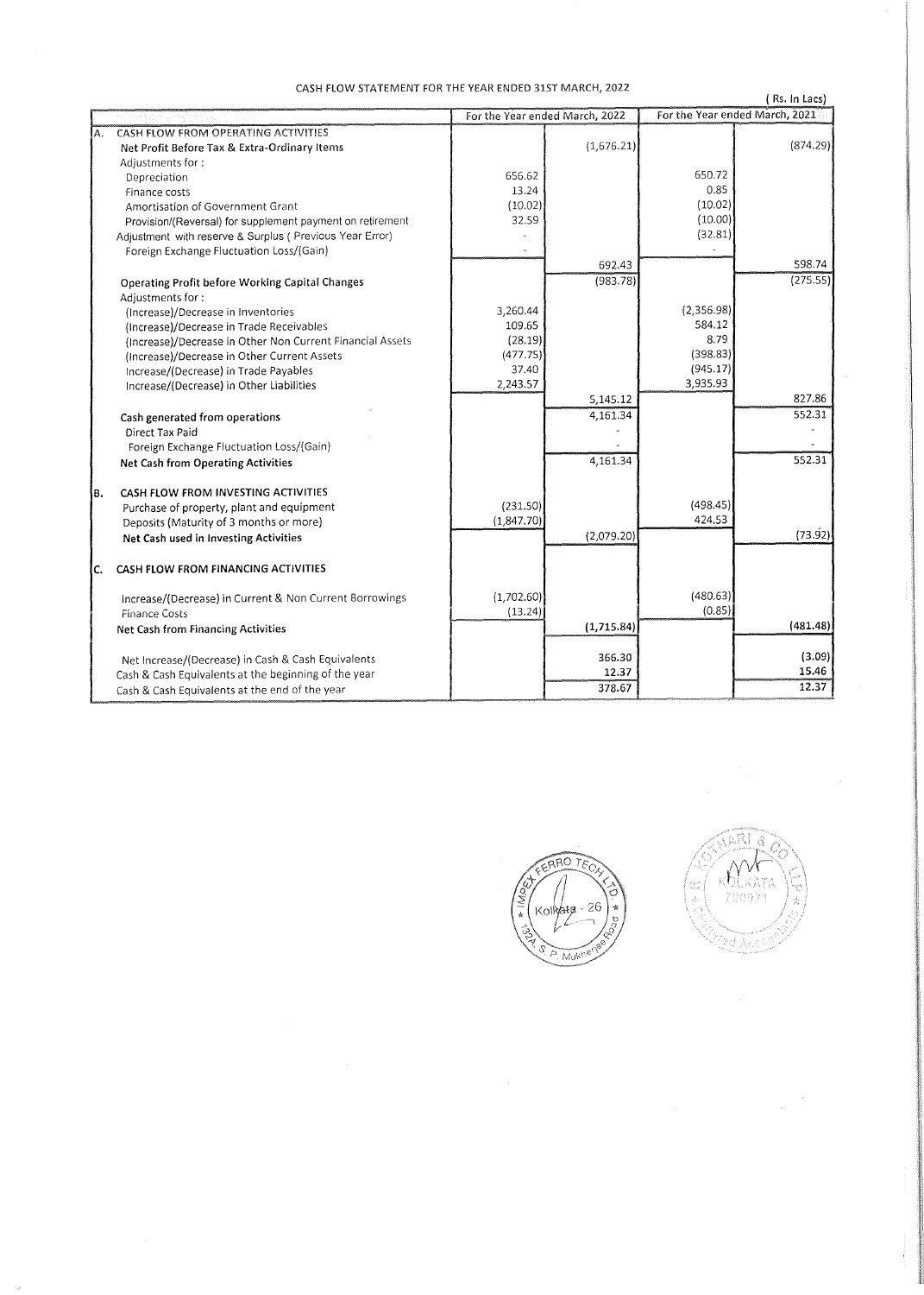# CASH FLOW STATEMENT FOR THE YEAR ENDED 31ST MARCH, 2022

( Rs. In Lacs)

| | | For the Year ended March, 2022 | | For the Year ended March, 2021 | |
|---|---|---|---|---|---|
| A. | CASH FLOW FROM OPERATING ACTIVITIES | | | | |
| | Net Profit Before Tax & Extra-Ordinary Items | | (1,676.21) | | (874.29) |
| | Adjustments for : | | | | |
| | Depreciation | 656.62 | | 650.72 | |
| | Finance costs | 13.24 | | 0.85 | |
| | Amortisation of Government Grant | (10.02) | | (10.02) | |
| | Provision/(Reversal) for supplement payment on retirement | 32.59 | | (10.00) | |
| | Adjustment with reserve & Surplus ( Previous Year Error) | - | | (32.81) | |
| | Foreign Exchange Fluctuation Loss/(Gain) | - | | - | |
| | | | 692.43 | | 598.74 |
| | **Operating Profit before Working Capital Changes** | | (983.78) | | (275.55) |
| | Adjustments for : | | | | |
| | (Increase)/Decrease in Inventories | 3,260.44 | | (2,356.98) | |
| | (Increase)/Decrease in Trade Receivables | 109.65 | | 584.12 | |
| | (Increase)/Decrease in Other Non Current Financial Assets | (28.19) | | 8.79 | |
| | (Increase)/Decrease in Other Current Assets | (477.75) | | (398.83) | |
| | Increase/(Decrease) in Trade Payables | 37.40 | | (945.17) | |
| | Increase/(Decrease) in Other Liabilities | 2,243.57 | | 3,935.93 | |
| | | | 5,145.12 | | 827.86 |
| | Cash generated from operations | | 4,161.34 | | 552.31 |
| | Direct Tax Paid | | - | | - |
| | Foreign Exchange Fluctuation Loss/(Gain) | | - | | - |
| | **Net Cash from Operating Activities** | | 4,161.34 | | 552.31 |
| B. | CASH FLOW FROM INVESTING ACTIVITIES | | | | |
| | Purchase of property, plant and equipment | (231.50) | | (498.45) | |
| | Deposits (Maturity of 3 months or more) | (1,847.70) | | 424.53 | |
| | **Net Cash used in Investing Activities** | | (2,079.20) | | (73.92) |
| C. | **CASH FLOW FROM FINANCING ACTIVITIES** | | | | |
| | Increase/(Decrease) in Current & Non Current Borrowings | (1,702.60) | | (480.63) | |
| | Finance Costs | (13.24) | | (0.85) | |
| | **Net Cash from Financing Activities** | | (1,715.84) | | (481.48) |
| | Net Increase/(Decrease) in Cash & Cash Equivalents | | 366.30 | | (3.09) |
| | Cash & Cash Equivalents at the beginning of the year | | 12.37 | | 15.46 |
| | Cash & Cash Equivalents at the end of the year | | 378.67 | | 12.37 |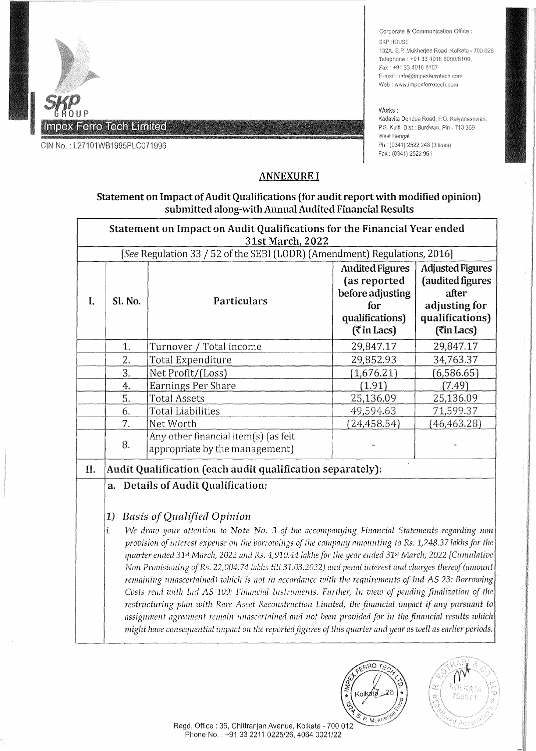SKP GROUP

Impex Ferro Tech Limited

CIN No. : L27101WB1995PLC071996

Corporate & Communication Office :
SKP HOUSE
132A, S.P. Mukherjee Road, Kolkata - 700 026
Telephone : +91 33 4016 8000/8100,
Fax : +91 33 4016 8107
E-mail : info@impexferrotech.com
Web : www.impexferrotech.com

Works :
Kadavita Dendua Road, P.O. Kalyaneshwari,
P.S. Kulti, Dist.: Burdwan, Pin - 713 369
West Bengal
Ph : (0341) 2522 248 (3 lines)
Fax : (0341) 2522 961

## ANNEXURE I

### Statement on Impact of Audit Qualifications (for audit report with modified opinion) submitted along-with Annual Audited Financial Results

| Statement on Impact on Audit Qualifications for the Financial Year ended 31st March, 2022 | | | | |
|---|---|---|---|---|
| [*See* Regulation 33 / 52 of the SEBI (LODR) (Amendment) Regulations, 2016] | | | | |
| I. | Sl. No. | Particulars | Audited Figures (as reported before adjusting for qualifications) (₹ in Lacs) | Adjusted Figures (audited figures after adjusting for qualifications) (₹in Lacs) |
| | 1. | Turnover / Total income | 29,847.17 | 29,847.17 |
| | 2. | Total Expenditure | 29,852.93 | 34,763.37 |
| | 3. | Net Profit/(Loss) | (1,676.21) | (6,586.65) |
| | 4. | Earnings Per Share | (1.91) | (7.49) |
| | 5. | Total Assets | 25,136.09 | 25,136.09 |
| | 6. | Total Liabilities | 49,594.63 | 71,599.37 |
| | 7. | Net Worth | (24,458.54) | (46,463.28) |
| | 8. | Any other financial item(s) (as felt appropriate by the management) | - | - |

**II. Audit Qualification (each audit qualification separately):**

**a. Details of Audit Qualification:**

1) *Basis of Qualified Opinion*

i. *We draw your attention to Note No. 3 of the accompanying Financial Statements regarding non provision of interest expense on the borrowings of the company amounting to Rs. 1,248.37 lakhs for the quarter ended 31st March, 2022 and Rs. 4,910.44 lakhs for the year ended 31st March, 2022 [Cumulative Non Provisioning of Rs. 22,004.74 lakhs till 31.03.2022) and penal interest and charges thereof (amount remaining unascertained) which is not in accordance with the requirements of Ind AS 23: Borrowing Costs read with Ind AS 109: Financial Instruments. Further, In view of pending finalization of the restructuring plan with Rare Asset Reconstruction Limited, the financial impact if any pursuant to assignment agreement remain unascertained and not been provided for in the financial results which might have consequential impact on the reported figures of this quarter and year as well as earlier periods.*

Regd. Office : 35, Chittranjan Avenue, Kolkata - 700 012
Phone No. : +91 33 2211 0225/26, 4064 0021/22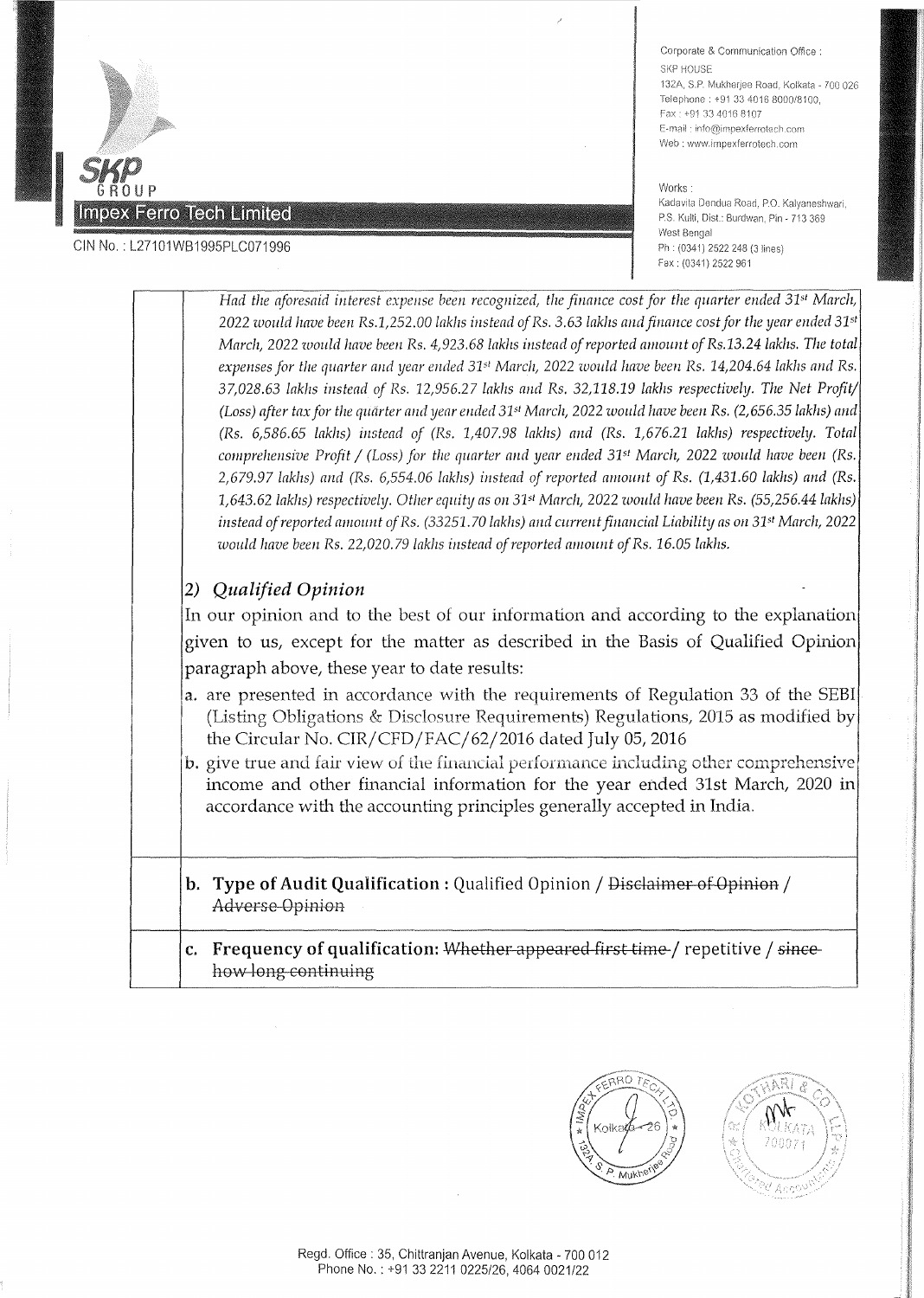*Had the aforesaid interest expense been recognized, the finance cost for the quarter ended 31st March, 2022 would have been Rs.1,252.00 lakhs instead of Rs. 3.63 lakhs and finance cost for the year ended 31st March, 2022 would have been Rs. 4,923.68 lakhs instead of reported amount of Rs.13.24 lakhs. The total expenses for the quarter and year ended 31st March, 2022 would have been Rs. 14,204.64 lakhs and Rs. 37,028.63 lakhs instead of Rs. 12,956.27 lakhs and Rs. 32,118.19 lakhs respectively. The Net Profit/ (Loss) after tax for the quarter and year ended 31st March, 2022 would have been Rs. (2,656.35 lakhs) and (Rs. 6,586.65 lakhs) instead of (Rs. 1,407.98 lakhs) and (Rs. 1,676.21 lakhs) respectively. Total comprehensive Profit / (Loss) for the quarter and year ended 31st March, 2022 would have been (Rs. 2,679.97 lakhs) and (Rs. 6,554.06 lakhs) instead of reported amount of Rs. (1,431.60 lakhs) and (Rs. 1,643.62 lakhs) respectively. Other equity as on 31st March, 2022 would have been Rs. (55,256.44 lakhs) instead of reported amount of Rs. (33251.70 lakhs) and current financial Liability as on 31st March, 2022 would have been Rs. 22,020.79 lakhs instead of reported amount of Rs. 16.05 lakhs.*

## 2) *Qualified Opinion*

In our opinion and to the best of our information and according to the explanation given to us, except for the matter as described in the Basis of Qualified Opinion paragraph above, these year to date results:

a. are presented in accordance with the requirements of Regulation 33 of the SEBI (Listing Obligations & Disclosure Requirements) Regulations, 2015 as modified by the Circular No. CIR/CFD/FAC/62/2016 dated July 05, 2016

b. give true and fair view of the financial performance including other comprehensive income and other financial information for the year ended 31st March, 2020 in accordance with the accounting principles generally accepted in India.

**b. Type of Audit Qualification :** Qualified Opinion / ~~Disclaimer of Opinion~~ / ~~Adverse Opinion~~

**c. Frequency of qualification:** ~~Whether appeared first time~~ / repetitive / ~~since how long continuing~~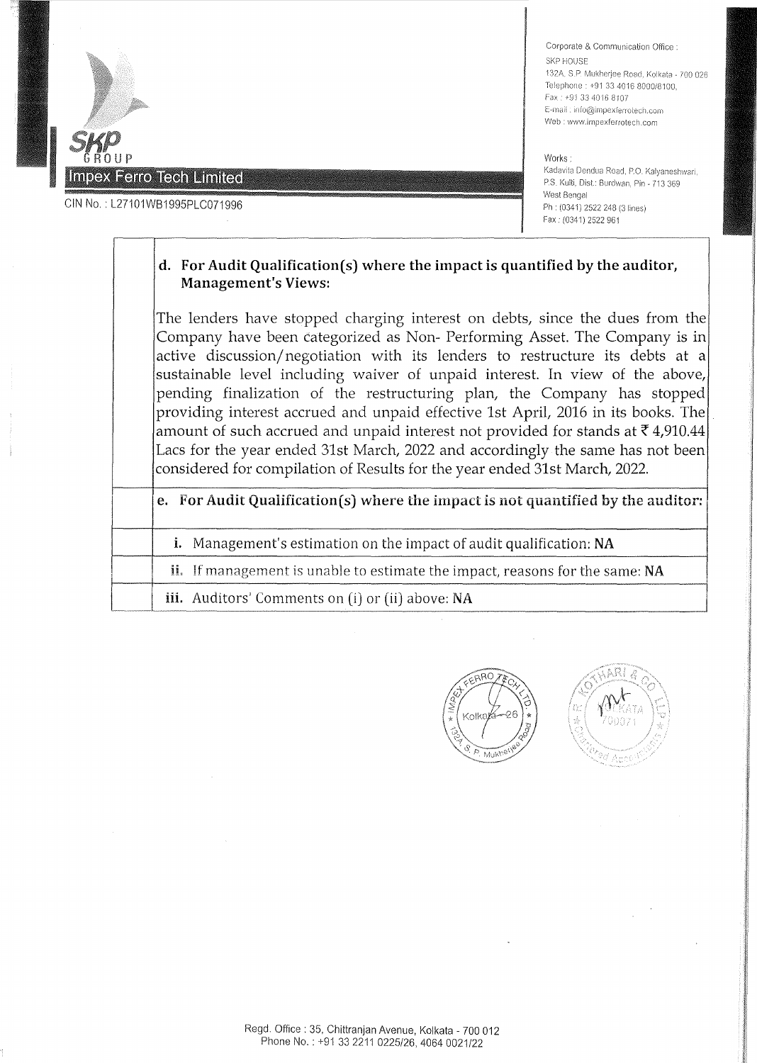SKP GROUP

Impex Ferro Tech Limited

CIN No. : L27101WB1995PLC071996

Corporate & Communication Office :
SKP HOUSE
132A, S.P. Mukherjee Road, Kolkata - 700 026
Telephone : +91 33 4016 8000/8100,
Fax : +91 33 4016 8107
E-mail : info@impexferrotech.com
Web : www.impexferrotech.com

Works :
Kadavita Dendua Road, P.O. Kalyaneshwari,
P.S. Kulti, Dist.: Burdwan, Pin - 713 369
West Bengal
Ph : (0341) 2522 248 (3 lines)
Fax : (0341) 2522 961

| | |
|---|---|
| | **d. For Audit Qualification(s) where the impact is quantified by the auditor, Management's Views:**<br><br>The lenders have stopped charging interest on debts, since the dues from the Company have been categorized as Non- Performing Asset. The Company is in active discussion/negotiation with its lenders to restructure its debts at a sustainable level including waiver of unpaid interest. In view of the above, pending finalization of the restructuring plan, the Company has stopped providing interest accrued and unpaid effective 1st April, 2016 in its books. The amount of such accrued and unpaid interest not provided for stands at ₹ 4,910.44 Lacs for the year ended 31st March, 2022 and accordingly the same has not been considered for compilation of Results for the year ended 31st March, 2022. |
| | **e. For Audit Qualification(s) where the impact is not quantified by the auditor:** |
| | **i.** Management's estimation on the impact of audit qualification: **NA** |
| | **ii.** If management is unable to estimate the impact, reasons for the same: **NA** |
| | **iii.** Auditors' Comments on (i) or (ii) above: **NA** |

Regd. Office : 35, Chittranjan Avenue, Kolkata - 700 012
Phone No. : +91 33 2211 0225/26, 4064 0021/22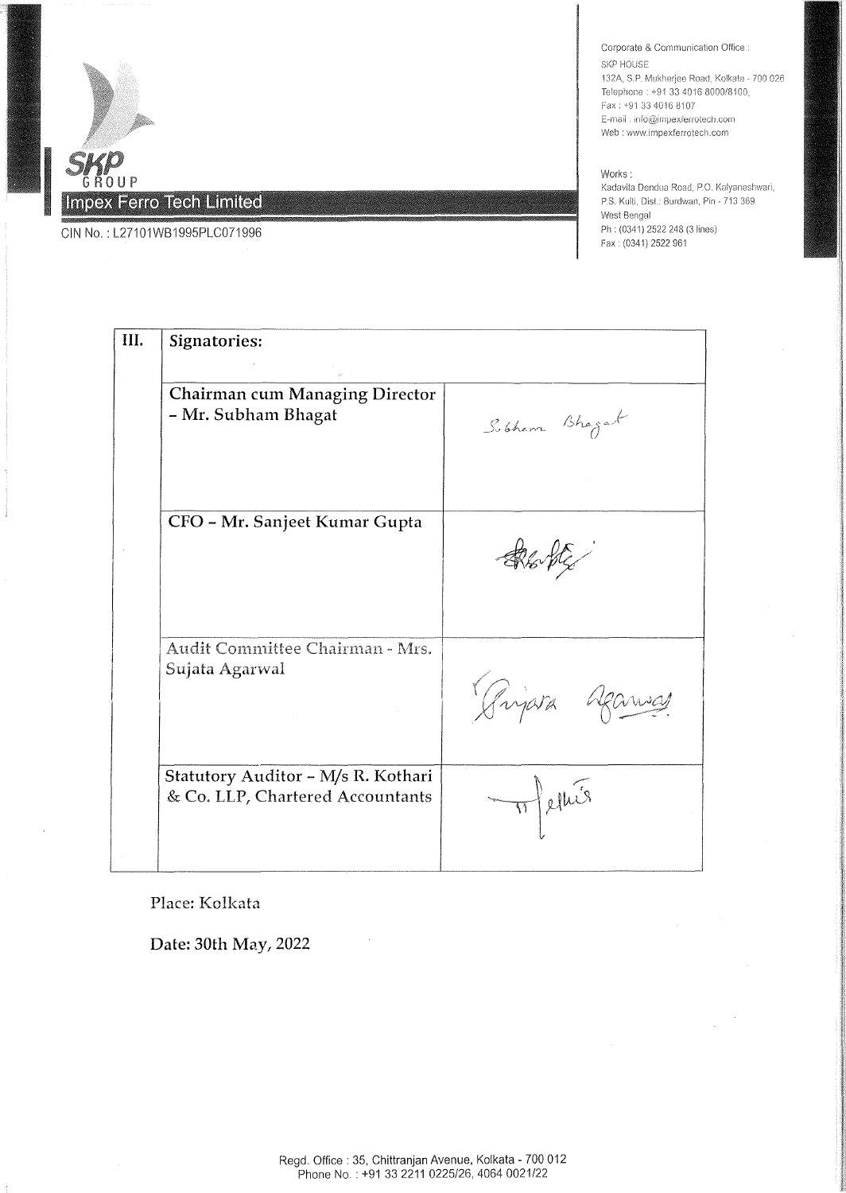**Impex Ferro Tech Limited**

CIN No. : L27101WB1995PLC071996

Corporate & Communication Office :
SKP HOUSE
132A, S.P. Mukherjee Road, Kolkata - 700 026
Telephone : +91 33 4016 8000/8100,
Fax : +91 33 4016 8107
E-mail : info@impexferrotech.com
Web : www.impexferrotech.com

Works :
Kadavita Dendua Road, P.O. Kalyaneshwari,
P.S. Kulti, Dist.: Burdwan, Pin - 713 369
West Bengal
Ph : (0341) 2522 248 (3 lines)
Fax : (0341) 2522 961

| | | |
|---|---|---|
| III. | **Signatories:** | |
| | **Chairman cum Managing Director - Mr. Subham Bhagat** | Subham Bhagat |
| | **CFO - Mr. Sanjeet Kumar Gupta** | |
| | Audit Committee Chairman - Mrs. Sujata Agarwal | |
| | **Statutory Auditor - M/s R. Kothari & Co. LLP, Chartered Accountants** | |

Place: Kolkata

**Date: 30th May, 2022**

Regd. Office : 35, Chittranjan Avenue, Kolkata - 700 012
Phone No. : +91 33 2211 0225/26, 4064 0021/22